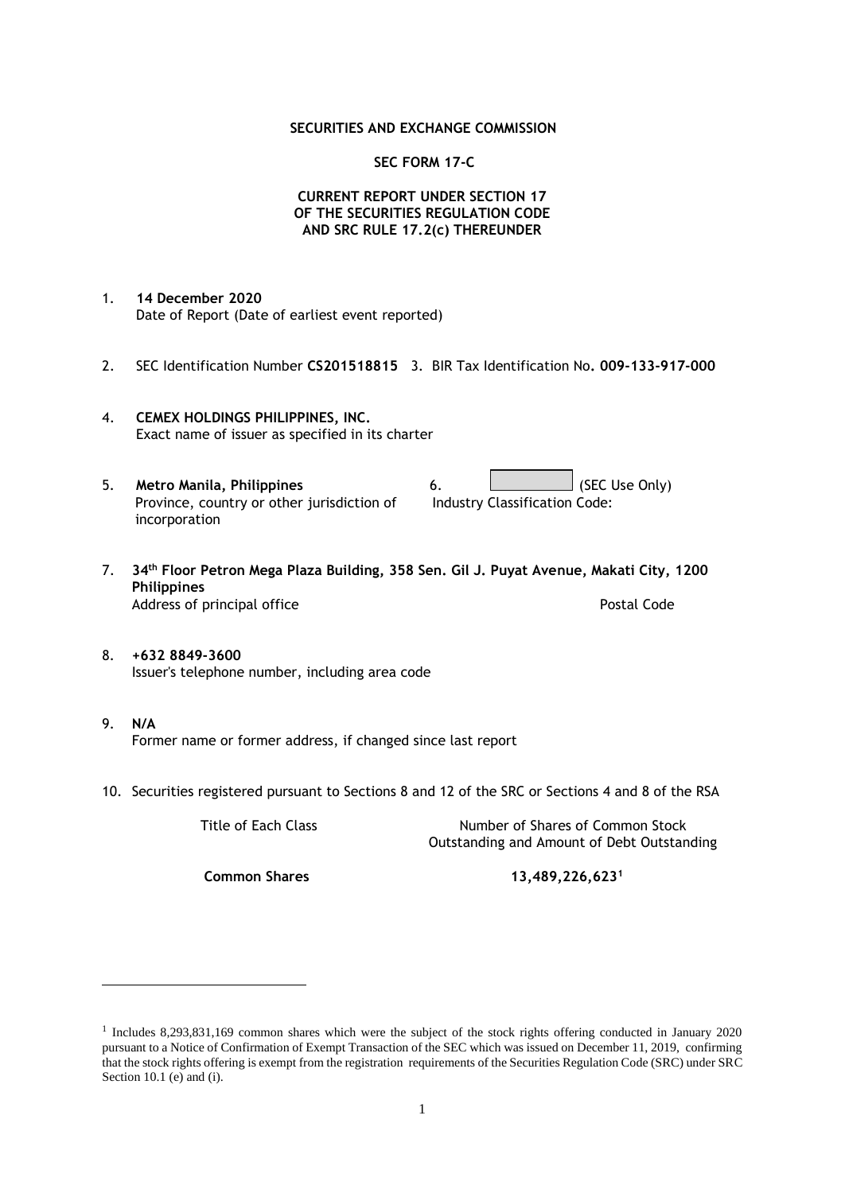**SECURITIES AND EXCHANGE COMMISSION**

**SEC FORM 17-C**

**CURRENT REPORT UNDER SECTION 17 OF THE SECURITIES REGULATION CODE AND SRC RULE 17.2(c) THEREUNDER**

1. **14 December 2020**
   Date of Report (Date of earliest event reported)

2. SEC Identification Number **CS201518815** 3. BIR Tax Identification No**. 009-133-917-000**

4. **CEMEX HOLDINGS PHILIPPINES, INC.**
   Exact name of issuer as specified in its charter

5. **Metro Manila, Philippines**
   Province, country or other jurisdiction of incorporation

6. (SEC Use Only)
   Industry Classification Code:

7. **34th Floor Petron Mega Plaza Building, 358 Sen. Gil J. Puyat Avenue, Makati City, 1200 Philippines**
   Address of principal office Postal Code

8. **+632 8849-3600**
   Issuer's telephone number, including area code

9. **N/A**
   Former name or former address, if changed since last report

10. Securities registered pursuant to Sections 8 and 12 of the SRC or Sections 4 and 8 of the RSA

| Title of Each Class | Number of Shares of Common Stock Outstanding and Amount of Debt Outstanding |
|---|---|
| **Common Shares** | **13,489,226,623[1]** |

[1] Includes 8,293,831,169 common shares which were the subject of the stock rights offering conducted in January 2020 pursuant to a Notice of Confirmation of Exempt Transaction of the SEC which was issued on December 11, 2019, confirming that the stock rights offering is exempt from the registration requirements of the Securities Regulation Code (SRC) under SRC Section 10.1 (e) and (i).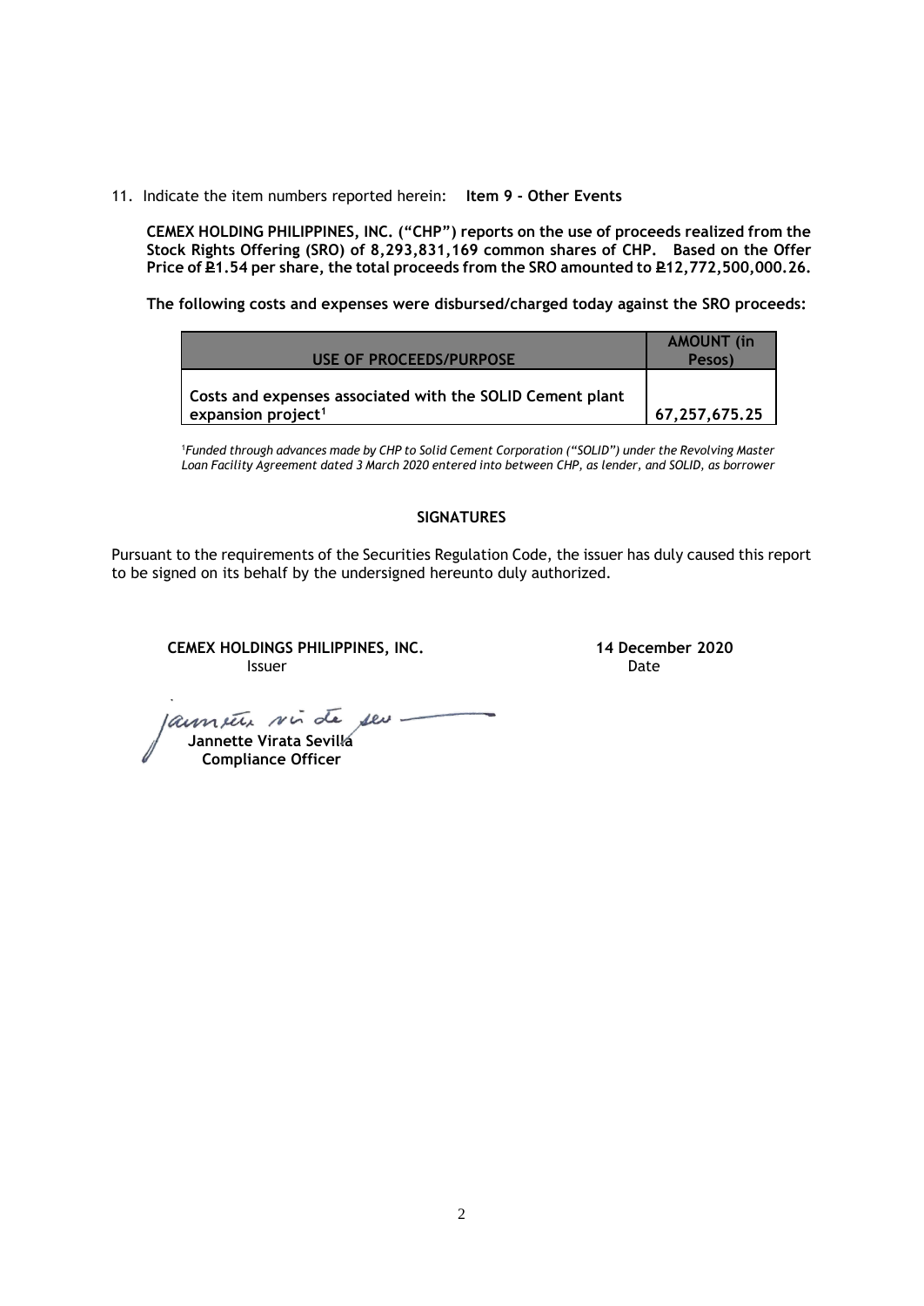11. Indicate the item numbers reported herein: **Item 9 - Other Events**

**CEMEX HOLDING PHILIPPINES, INC. ("CHP") reports on the use of proceeds realized from the Stock Rights Offering (SRO) of 8,293,831,169 common shares of CHP. Based on the Offer Price of ₱1.54 per share, the total proceeds from the SRO amounted to ₱12,772,500,000.26.**

**The following costs and expenses were disbursed/charged today against the SRO proceeds:**

| USE OF PROCEEDS/PURPOSE | AMOUNT (in Pesos) |
|---|---|
| Costs and expenses associated with the SOLID Cement plant expansion project[1] | 67,257,675.25 |

[1]*Funded through advances made by CHP to Solid Cement Corporation ("SOLID") under the Revolving Master Loan Facility Agreement dated 3 March 2020 entered into between CHP, as lender, and SOLID, as borrower*

**SIGNATURES**

Pursuant to the requirements of the Securities Regulation Code, the issuer has duly caused this report to be signed on its behalf by the undersigned hereunto duly authorized.

**CEMEX HOLDINGS PHILIPPINES, INC.**
Issuer

**14 December 2020**
Date

**Jannette Virata Sevilla**
**Compliance Officer**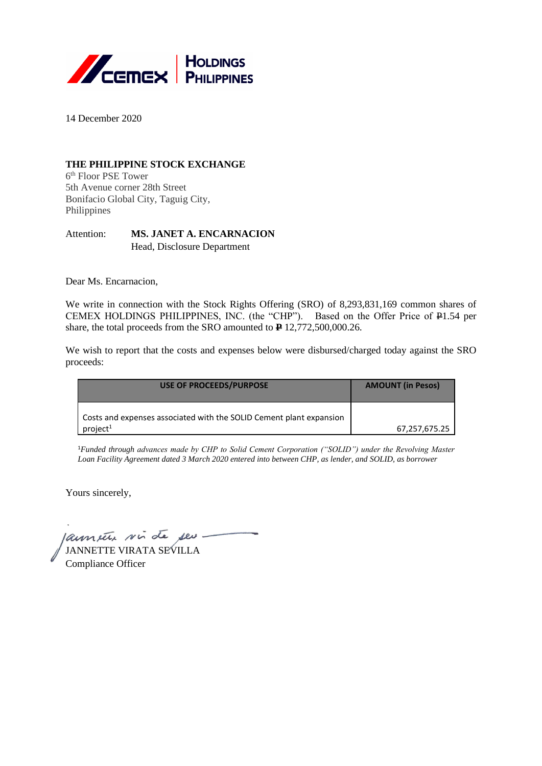CEMEX | HOLDINGS PHILIPPINES

14 December 2020

**THE PHILIPPINE STOCK EXCHANGE**
6th Floor PSE Tower
5th Avenue corner 28th Street
Bonifacio Global City, Taguig City,
Philippines

Attention: **MS. JANET A. ENCARNACION**
Head, Disclosure Department

Dear Ms. Encarnacion,

We write in connection with the Stock Rights Offering (SRO) of 8,293,831,169 common shares of CEMEX HOLDINGS PHILIPPINES, INC. (the "CHP"). Based on the Offer Price of ₱1.54 per share, the total proceeds from the SRO amounted to ₱ 12,772,500,000.26.

We wish to report that the costs and expenses below were disbursed/charged today against the SRO proceeds:

| USE OF PROCEEDS/PURPOSE | AMOUNT (in Pesos) |
|---|---|
| Costs and expenses associated with the SOLID Cement plant expansion project[1] | 67,257,675.25 |

[1]*Funded through advances made by CHP to Solid Cement Corporation ("SOLID") under the Revolving Master Loan Facility Agreement dated 3 March 2020 entered into between CHP, as lender, and SOLID, as borrower*

Yours sincerely,

JANNETTE VIRATA SEVILLA
Compliance Officer